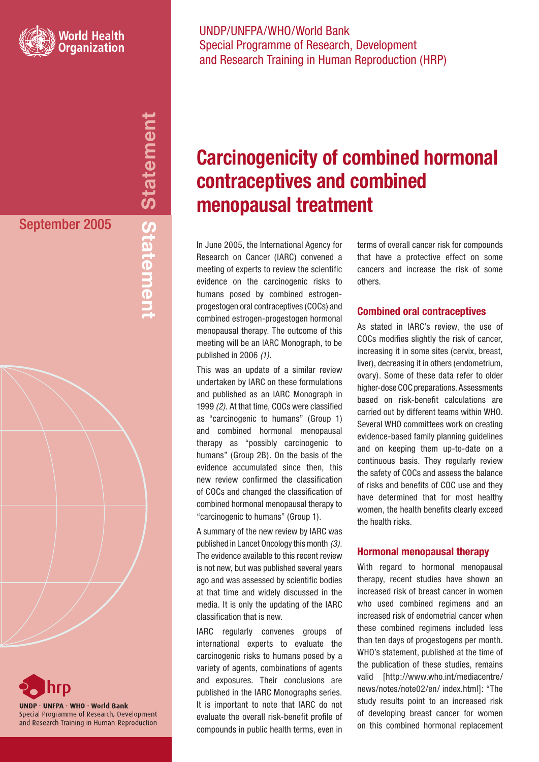World Health Organization

UNDP/UNFPA/WHO/World Bank
Special Programme of Research, Development and Research Training in Human Reproduction (HRP)

Statement

September 2005

# Carcinogenicity of combined hormonal contraceptives and combined menopausal treatment

In June 2005, the International Agency for Research on Cancer (IARC) convened a meeting of experts to review the scientific evidence on the carcinogenic risks to humans posed by combined estrogen-progestogen oral contraceptives (COCs) and combined estrogen-progestogen hormonal menopausal therapy. The outcome of this meeting will be an IARC Monograph, to be published in 2006 *(1)*.

This was an update of a similar review undertaken by IARC on these formulations and published as an IARC Monograph in 1999 *(2)*. At that time, COCs were classified as "carcinogenic to humans" (Group 1) and combined hormonal menopausal therapy as "possibly carcinogenic to humans" (Group 2B). On the basis of the evidence accumulated since then, this new review confirmed the classification of COCs and changed the classification of combined hormonal menopausal therapy to "carcinogenic to humans" (Group 1).

A summary of the new review by IARC was published in Lancet Oncology this month *(3)*. The evidence available to this recent review is not new, but was published several years ago and was assessed by scientific bodies at that time and widely discussed in the media. It is only the updating of the IARC classification that is new.

IARC regularly convenes groups of international experts to evaluate the carcinogenic risks to humans posed by a variety of agents, combinations of agents and exposures. Their conclusions are published in the IARC Monographs series. It is important to note that IARC do not evaluate the overall risk-benefit profile of compounds in public health terms, even in terms of overall cancer risk for compounds that have a protective effect on some cancers and increase the risk of some others.

### Combined oral contraceptives

As stated in IARC's review, the use of COCs modifies slightly the risk of cancer, increasing it in some sites (cervix, breast, liver), decreasing it in others (endometrium, ovary). Some of these data refer to older higher-dose COC preparations. Assessments based on risk-benefit calculations are carried out by different teams within WHO. Several WHO committees work on creating evidence-based family planning guidelines and on keeping them up-to-date on a continuous basis. They regularly review the safety of COCs and assess the balance of risks and benefits of COC use and they have determined that for most healthy women, the health benefits clearly exceed the health risks.

### Hormonal menopausal therapy

With regard to hormonal menopausal therapy, recent studies have shown an increased risk of breast cancer in women who used combined regimens and an increased risk of endometrial cancer when these combined regimens included less than ten days of progestogens per month. WHO's statement, published at the time of the publication of these studies, remains valid [http://www.who.int/mediacentre/news/notes/note02/en/ index.html]: "The study results point to an increased risk of developing breast cancer for women on this combined hormonal replacement

hrp
UNDP · UNFPA · WHO · World Bank
Special Programme of Research, Development and Research Training in Human Reproduction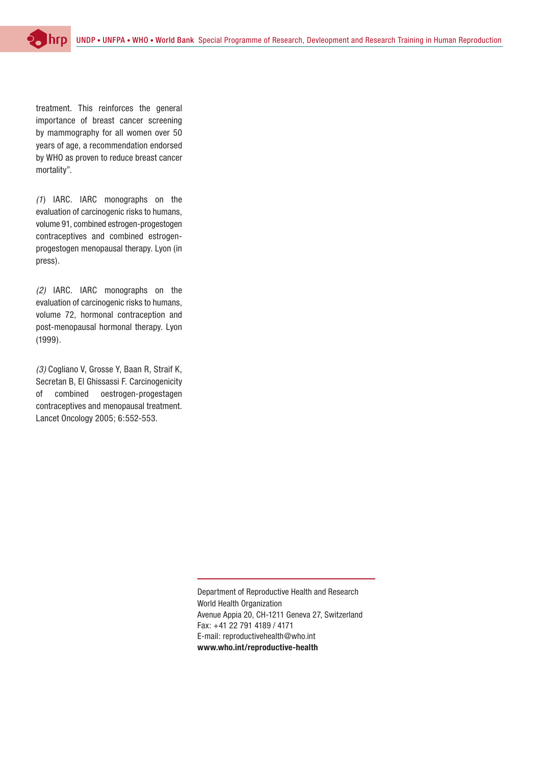treatment. This reinforces the general importance of breast cancer screening by mammography for all women over 50 years of age, a recommendation endorsed by WHO as proven to reduce breast cancer mortality".

*(1)* IARC. IARC monographs on the evaluation of carcinogenic risks to humans, volume 91, combined estrogen-progestogen contraceptives and combined estrogen-progestogen menopausal therapy. Lyon (in press).

*(2)* IARC. IARC monographs on the evaluation of carcinogenic risks to humans, volume 72, hormonal contraception and post-menopausal hormonal therapy. Lyon (1999).

*(3)* Cogliano V, Grosse Y, Baan R, Straif K, Secretan B, El Ghissassi F. Carcinogenicity of combined oestrogen-progestagen contraceptives and menopausal treatment. Lancet Oncology 2005; 6:552-553.

Department of Reproductive Health and Research
World Health Organization
Avenue Appia 20, CH-1211 Geneva 27, Switzerland
Fax: +41 22 791 4189 / 4171
E-mail: reproductivehealth@who.int
**www.who.int/reproductive-health**